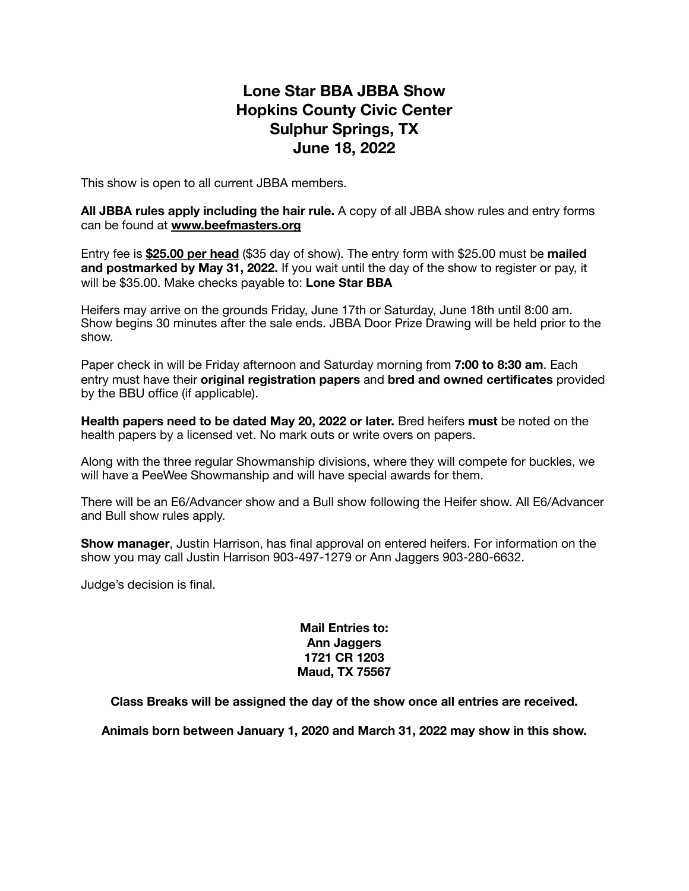# Lone Star BBA JBBA Show
# Hopkins County Civic Center
# Sulphur Springs, TX
# June 18, 2022

This show is open to all current JBBA members.

**All JBBA rules apply including the hair rule.** A copy of all JBBA show rules and entry forms can be found at **www.beefmasters.org**

Entry fee is **$25.00 per head** ($35 day of show). The entry form with $25.00 must be **mailed and postmarked by May 31, 2022.** If you wait until the day of the show to register or pay, it will be $35.00. Make checks payable to: **Lone Star BBA**

Heifers may arrive on the grounds Friday, June 17th or Saturday, June 18th until 8:00 am. Show begins 30 minutes after the sale ends. JBBA Door Prize Drawing will be held prior to the show.

Paper check in will be Friday afternoon and Saturday morning from **7:00 to 8:30 am**. Each entry must have their **original registration papers** and **bred and owned certificates** provided by the BBU office (if applicable).

**Health papers need to be dated May 20, 2022 or later.** Bred heifers **must** be noted on the health papers by a licensed vet. No mark outs or write overs on papers.

Along with the three regular Showmanship divisions, where they will compete for buckles, we will have a PeeWee Showmanship and will have special awards for them.

There will be an E6/Advancer show and a Bull show following the Heifer show. All E6/Advancer and Bull show rules apply.

**Show manager**, Justin Harrison, has final approval on entered heifers. For information on the show you may call Justin Harrison 903-497-1279 or Ann Jaggers 903-280-6632.

Judge's decision is final.

**Mail Entries to:**
**Ann Jaggers**
**1721 CR 1203**
**Maud, TX 75567**

**Class Breaks will be assigned the day of the show once all entries are received.**

**Animals born between January 1, 2020 and March 31, 2022 may show in this show.**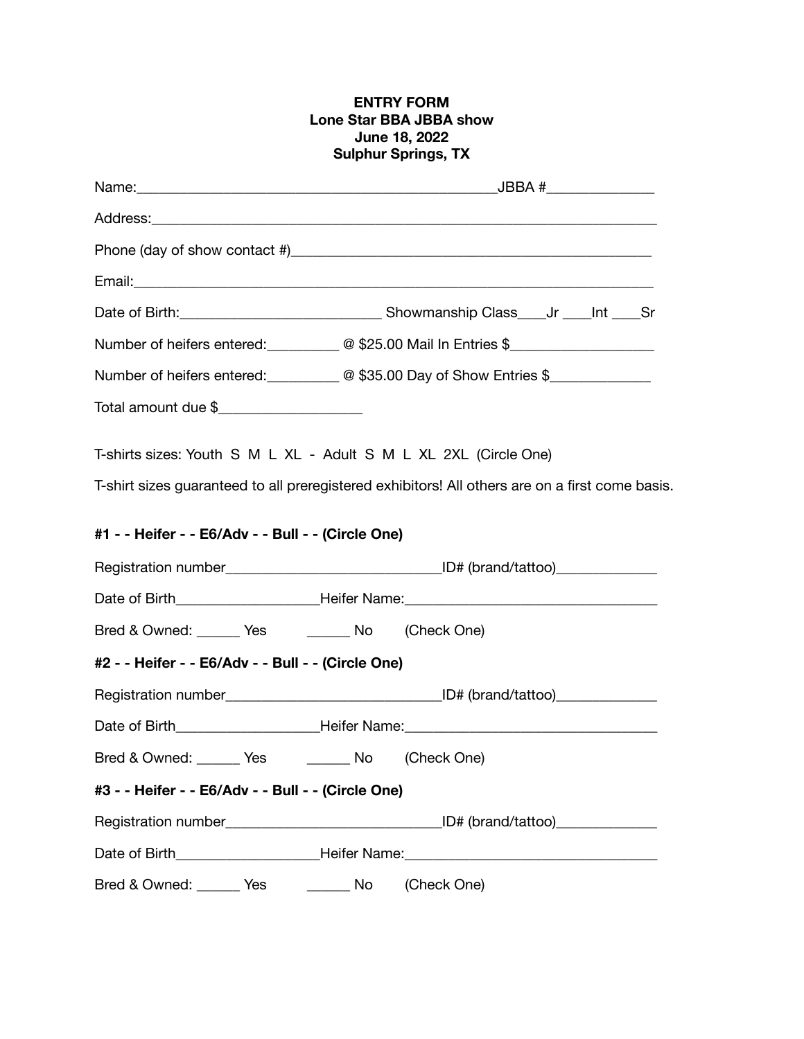**ENTRY FORM**
**Lone Star BBA JBBA show**
**June 18, 2022**
**Sulphur Springs, TX**

Name:_________________________________________________JBBA #______________

Address:______________________________________________________________________

Phone (day of show contact #)_______________________________________________

Email:________________________________________________________________________

Date of Birth:__________________________ Showmanship Class____Jr ____Int ____Sr

Number of heifers entered:_________ @ $25.00 Mail In Entries $__________________

Number of heifers entered:_________ @ $35.00 Day of Show Entries $_____________

Total amount due $__________________

T-shirts sizes: Youth S M L XL - Adult S M L XL 2XL (Circle One)

T-shirt sizes guaranteed to all preregistered exhibitors! All others are on a first come basis.

**#1 - - Heifer - - E6/Adv - - Bull - - (Circle One)**

Registration number____________________________ID# (brand/tattoo)_____________

Date of Birth__________________Heifer Name:________________________________

Bred & Owned: ______ Yes ______ No (Check One)

**#2 - - Heifer - - E6/Adv - - Bull - - (Circle One)**

Registration number____________________________ID# (brand/tattoo)_____________

Date of Birth__________________Heifer Name:________________________________

Bred & Owned: ______ Yes ______ No (Check One)

**#3 - - Heifer - - E6/Adv - - Bull - - (Circle One)**

Registration number____________________________ID# (brand/tattoo)_____________

Date of Birth__________________Heifer Name:________________________________

Bred & Owned: ______ Yes ______ No (Check One)